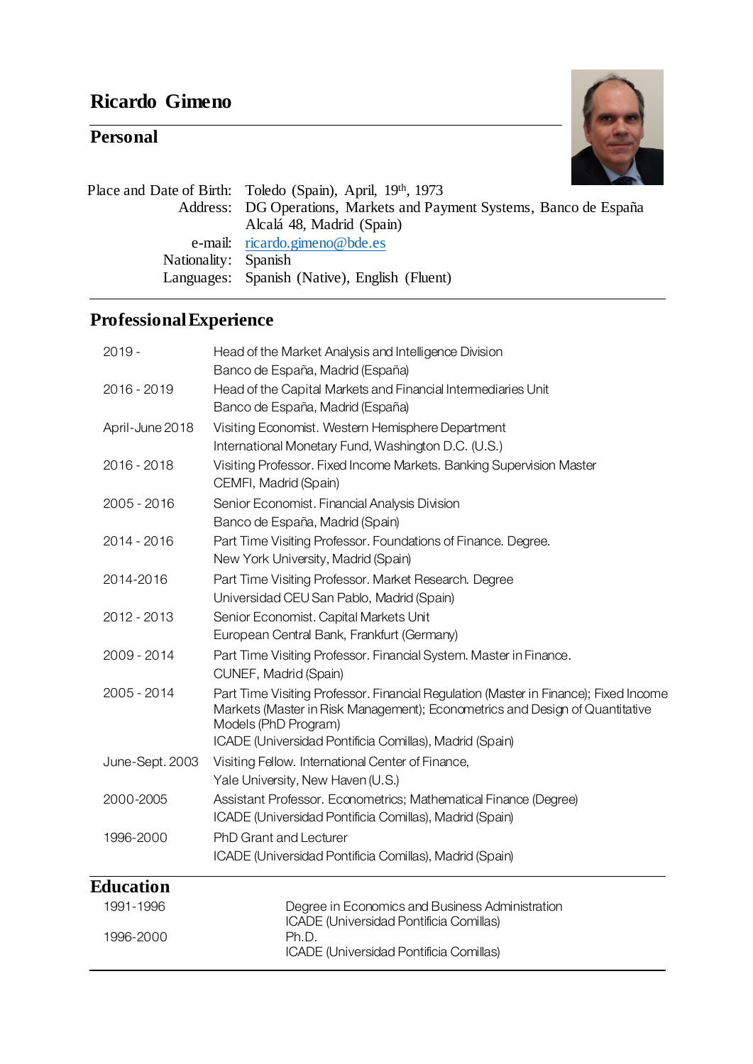# Ricardo Gimeno

## Personal

| | |
|---|---|
| Place and Date of Birth: | Toledo (Spain), April, 19th, 1973 |
| Address: | DG Operations, Markets and Payment Systems, Banco de España<br>Alcalá 48, Madrid (Spain) |
| e-mail: | ricardo.gimeno@bde.es |
| Nationality: | Spanish |
| Languages: | Spanish (Native), English (Fluent) |

## Professional Experience

| | |
|---|---|
| 2019 - | Head of the Market Analysis and Intelligence Division<br>Banco de España, Madrid (España) |
| 2016 - 2019 | Head of the Capital Markets and Financial Intermediaries Unit<br>Banco de España, Madrid (España) |
| April-June 2018 | Visiting Economist. Western Hemisphere Department<br>International Monetary Fund, Washington D.C. (U.S.) |
| 2016 - 2018 | Visiting Professor. Fixed Income Markets. Banking Supervision Master<br>CEMFI, Madrid (Spain) |
| 2005 - 2016 | Senior Economist. Financial Analysis Division<br>Banco de España, Madrid (Spain) |
| 2014 - 2016 | Part Time Visiting Professor. Foundations of Finance. Degree.<br>New York University, Madrid (Spain) |
| 2014-2016 | Part Time Visiting Professor. Market Research. Degree<br>Universidad CEU San Pablo, Madrid (Spain) |
| 2012 - 2013 | Senior Economist. Capital Markets Unit<br>European Central Bank, Frankfurt (Germany) |
| 2009 - 2014 | Part Time Visiting Professor. Financial System. Master in Finance.<br>CUNEF, Madrid (Spain) |
| 2005 - 2014 | Part Time Visiting Professor. Financial Regulation (Master in Finance); Fixed Income Markets (Master in Risk Management); Econometrics and Design of Quantitative Models (PhD Program)<br>ICADE (Universidad Pontificia Comillas), Madrid (Spain) |
| June-Sept. 2003 | Visiting Fellow. International Center of Finance,<br>Yale University, New Haven (U.S.) |
| 2000-2005 | Assistant Professor. Econometrics; Mathematical Finance (Degree)<br>ICADE (Universidad Pontificia Comillas), Madrid (Spain) |
| 1996-2000 | PhD Grant and Lecturer<br>ICADE (Universidad Pontificia Comillas), Madrid (Spain) |

## Education

| | |
|---|---|
| 1991-1996 | Degree in Economics and Business Administration<br>ICADE (Universidad Pontificia Comillas) |
| 1996-2000 | Ph.D.<br>ICADE (Universidad Pontificia Comillas) |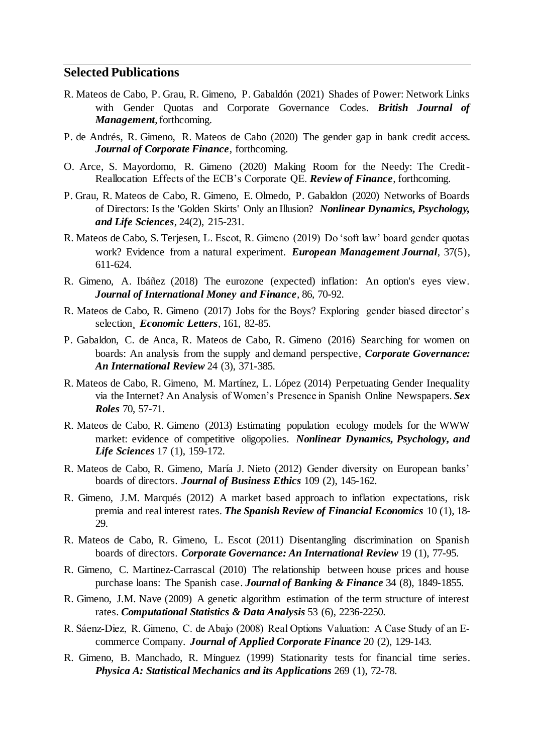## Selected Publications

R. Mateos de Cabo, P. Grau, R. Gimeno, P. Gabaldón (2021) Shades of Power: Network Links with Gender Quotas and Corporate Governance Codes. ***British Journal of Management***, forthcoming.

P. de Andrés, R. Gimeno, R. Mateos de Cabo (2020) The gender gap in bank credit access. ***Journal of Corporate Finance***, forthcoming.

O. Arce, S. Mayordomo, R. Gimeno (2020) Making Room for the Needy: The Credit-Reallocation Effects of the ECB's Corporate QE. ***Review of Finance***, forthcoming.

P. Grau, R. Mateos de Cabo, R. Gimeno, E. Olmedo, P. Gabaldon (2020) Networks of Boards of Directors: Is the 'Golden Skirts' Only an Illusion? ***Nonlinear Dynamics, Psychology, and Life Sciences***, 24(2), 215-231.

R. Mateos de Cabo, S. Terjesen, L. Escot, R. Gimeno (2019) Do 'soft law' board gender quotas work? Evidence from a natural experiment. ***European Management Journal***, 37(5), 611-624.

R. Gimeno, A. Ibáñez (2018) The eurozone (expected) inflation: An option's eyes view. ***Journal of International Money and Finance***, 86, 70-92.

R. Mateos de Cabo, R. Gimeno (2017) Jobs for the Boys? Exploring gender biased director's selection¸ ***Economic Letters***, 161, 82-85.

P. Gabaldon, C. de Anca, R. Mateos de Cabo, R. Gimeno (2016) Searching for women on boards: An analysis from the supply and demand perspective, ***Corporate Governance: An International Review*** 24 (3), 371-385.

R. Mateos de Cabo, R. Gimeno, M. Martínez, L. López (2014) Perpetuating Gender Inequality via the Internet? An Analysis of Women's Presence in Spanish Online Newspapers. ***Sex Roles*** 70, 57-71.

R. Mateos de Cabo, R. Gimeno (2013) Estimating population ecology models for the WWW market: evidence of competitive oligopolies. ***Nonlinear Dynamics, Psychology, and Life Sciences*** 17 (1), 159-172.

R. Mateos de Cabo, R. Gimeno, María J. Nieto (2012) Gender diversity on European banks' boards of directors. ***Journal of Business Ethics*** 109 (2), 145-162.

R. Gimeno, J.M. Marqués (2012) A market based approach to inflation expectations, risk premia and real interest rates. ***The Spanish Review of Financial Economics*** 10 (1), 18-29.

R. Mateos de Cabo, R. Gimeno, L. Escot (2011) Disentangling discrimination on Spanish boards of directors. ***Corporate Governance: An International Review*** 19 (1), 77-95.

R. Gimeno, C. Martinez-Carrascal (2010) The relationship between house prices and house purchase loans: The Spanish case. ***Journal of Banking & Finance*** 34 (8), 1849-1855.

R. Gimeno, J.M. Nave (2009) A genetic algorithm estimation of the term structure of interest rates. ***Computational Statistics & Data Analysis*** 53 (6), 2236-2250.

R. Sáenz-Diez, R. Gimeno, C. de Abajo (2008) Real Options Valuation: A Case Study of an E-commerce Company. ***Journal of Applied Corporate Finance*** 20 (2), 129-143.

R. Gimeno, B. Manchado, R. Mínguez (1999) Stationarity tests for financial time series. ***Physica A: Statistical Mechanics and its Applications*** 269 (1), 72-78.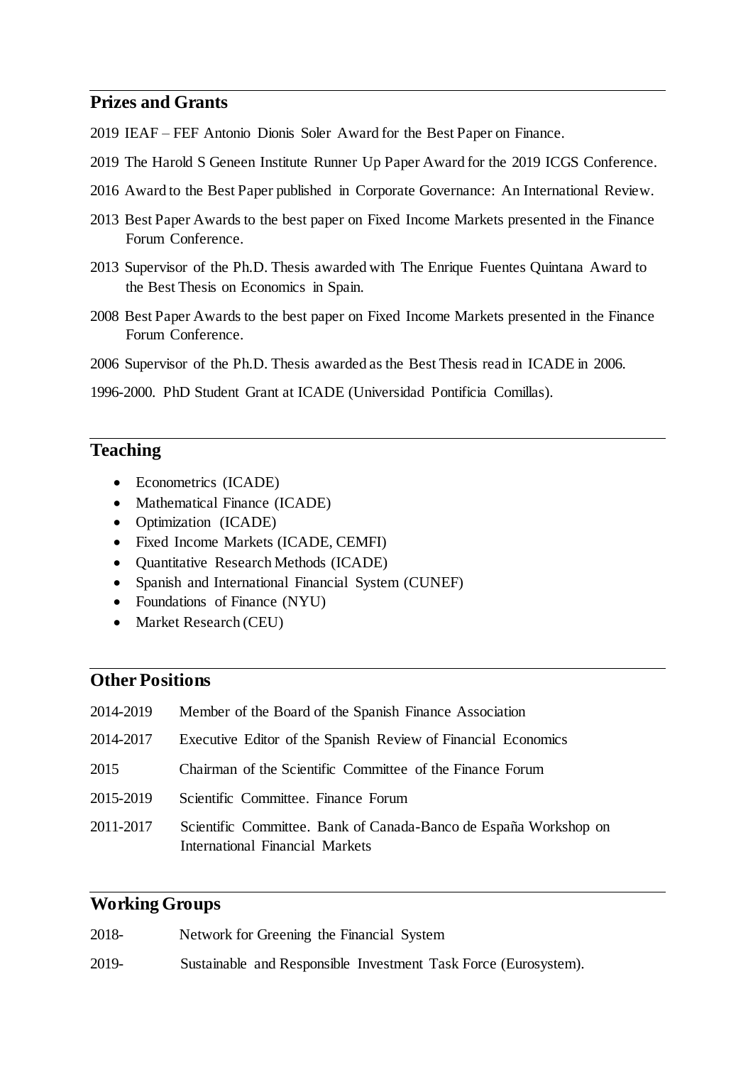## Prizes and Grants

2019 IEAF – FEF Antonio Dionis Soler Award for the Best Paper on Finance.

2019 The Harold S Geneen Institute Runner Up Paper Award for the 2019 ICGS Conference.

2016 Award to the Best Paper published in Corporate Governance: An International Review.

2013 Best Paper Awards to the best paper on Fixed Income Markets presented in the Finance Forum Conference.

2013 Supervisor of the Ph.D. Thesis awarded with The Enrique Fuentes Quintana Award to the Best Thesis on Economics in Spain.

2008 Best Paper Awards to the best paper on Fixed Income Markets presented in the Finance Forum Conference.

2006 Supervisor of the Ph.D. Thesis awarded as the Best Thesis read in ICADE in 2006.

1996-2000. PhD Student Grant at ICADE (Universidad Pontificia Comillas).

## Teaching

- Econometrics (ICADE)
- Mathematical Finance (ICADE)
- Optimization (ICADE)
- Fixed Income Markets (ICADE, CEMFI)
- Quantitative Research Methods (ICADE)
- Spanish and International Financial System (CUNEF)
- Foundations of Finance (NYU)
- Market Research (CEU)

## Other Positions

| | |
|---|---|
| 2014-2019 | Member of the Board of the Spanish Finance Association |
| 2014-2017 | Executive Editor of the Spanish Review of Financial Economics |
| 2015 | Chairman of the Scientific Committee of the Finance Forum |
| 2015-2019 | Scientific Committee. Finance Forum |
| 2011-2017 | Scientific Committee. Bank of Canada-Banco de España Workshop on International Financial Markets |

## Working Groups

| | |
|---|---|
| 2018- | Network for Greening the Financial System |
| 2019- | Sustainable and Responsible Investment Task Force (Eurosystem). |